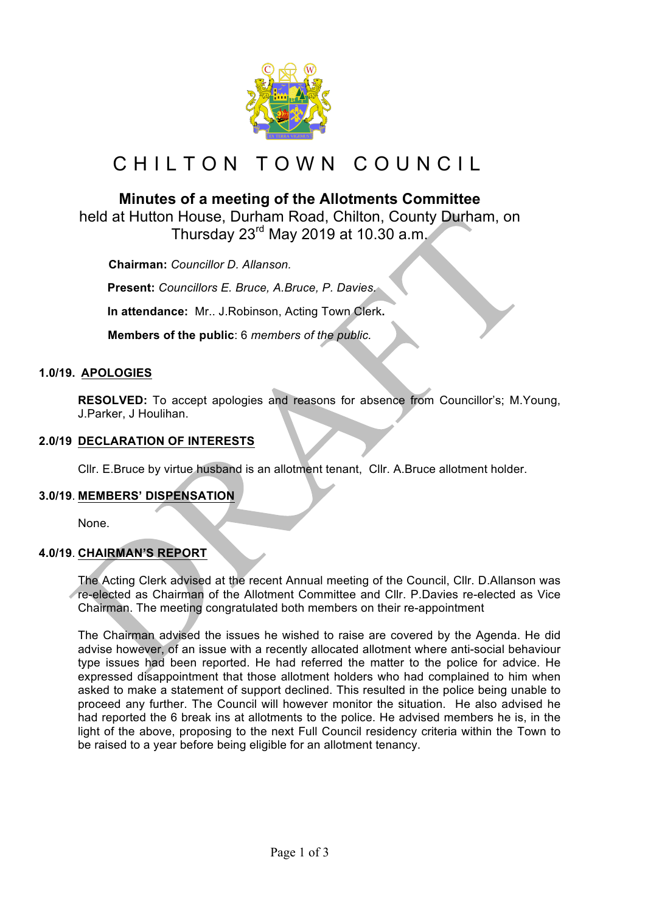# CHILTON TOWN COUNCIL

## Minutes of a meeting of the Allotments Committee

held at Hutton House, Durham Road, Chilton, County Durham, on Thursday 23rd May 2019 at 10.30 a.m.

**Chairman:** *Councillor D. Allanson.*

**Present:** *Councillors E. Bruce, A.Bruce, P. Davies.*

**In attendance:** Mr.. J.Robinson, Acting Town Clerk**.**

**Members of the public**: 6 *members of the public.*

### 1.0/19. APOLOGIES

**RESOLVED:** To accept apologies and reasons for absence from Councillor's; M.Young, J.Parker, J Houlihan.

### 2.0/19 DECLARATION OF INTERESTS

Cllr. E.Bruce by virtue husband is an allotment tenant, Cllr. A.Bruce allotment holder.

### 3.0/19. MEMBERS' DISPENSATION

None.

### 4.0/19. CHAIRMAN'S REPORT

The Acting Clerk advised at the recent Annual meeting of the Council, Cllr. D.Allanson was re-elected as Chairman of the Allotment Committee and Cllr. P.Davies re-elected as Vice Chairman. The meeting congratulated both members on their re-appointment

The Chairman advised the issues he wished to raise are covered by the Agenda. He did advise however, of an issue with a recently allocated allotment where anti-social behaviour type issues had been reported. He had referred the matter to the police for advice. He expressed disappointment that those allotment holders who had complained to him when asked to make a statement of support declined. This resulted in the police being unable to proceed any further. The Council will however monitor the situation. He also advised he had reported the 6 break ins at allotments to the police. He advised members he is, in the light of the above, proposing to the next Full Council residency criteria within the Town to be raised to a year before being eligible for an allotment tenancy.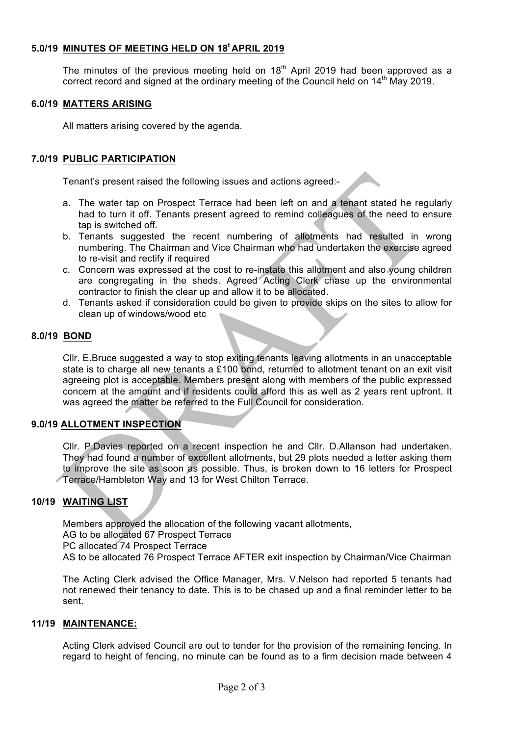## 5.0/19 MINUTES OF MEETING HELD ON 18[t] APRIL 2019

The minutes of the previous meeting held on 18th April 2019 had been approved as a correct record and signed at the ordinary meeting of the Council held on 14th May 2019.

## 6.0/19 MATTERS ARISING

All matters arising covered by the agenda.

## 7.0/19 PUBLIC PARTICIPATION

Tenant's present raised the following issues and actions agreed:-

a. The water tap on Prospect Terrace had been left on and a tenant stated he regularly had to turn it off. Tenants present agreed to remind colleagues of the need to ensure tap is switched off.
b. Tenants suggested the recent numbering of allotments had resulted in wrong numbering. The Chairman and Vice Chairman who had undertaken the exercise agreed to re-visit and rectify if required
c. Concern was expressed at the cost to re-instate this allotment and also young children are congregating in the sheds. Agreed Acting Clerk chase up the environmental contractor to finish the clear up and allow it to be allocated.
d. Tenants asked if consideration could be given to provide skips on the sites to allow for clean up of windows/wood etc

## 8.0/19 BOND

Cllr. E.Bruce suggested a way to stop exiting tenants leaving allotments in an unacceptable state is to charge all new tenants a £100 bond, returned to allotment tenant on an exit visit agreeing plot is acceptable. Members present along with members of the public expressed concern at the amount and if residents could afford this as well as 2 years rent upfront. It was agreed the matter be referred to the Full Council for consideration.

## 9.0/19 ALLOTMENT INSPECTION

Cllr. P.Davies reported on a recent inspection he and Cllr. D.Allanson had undertaken. They had found a number of excellent allotments, but 29 plots needed a letter asking them to improve the site as soon as possible. Thus, is broken down to 16 letters for Prospect Terrace/Hambleton Way and 13 for West Chilton Terrace.

## 10/19 WAITING LIST

Members approved the allocation of the following vacant allotments,
AG to be allocated 67 Prospect Terrace
PC allocated 74 Prospect Terrace
AS to be allocated 76 Prospect Terrace AFTER exit inspection by Chairman/Vice Chairman

The Acting Clerk advised the Office Manager, Mrs. V.Nelson had reported 5 tenants had not renewed their tenancy to date. This is to be chased up and a final reminder letter to be sent.

## 11/19 MAINTENANCE:

Acting Clerk advised Council are out to tender for the provision of the remaining fencing. In regard to height of fencing, no minute can be found as to a firm decision made between 4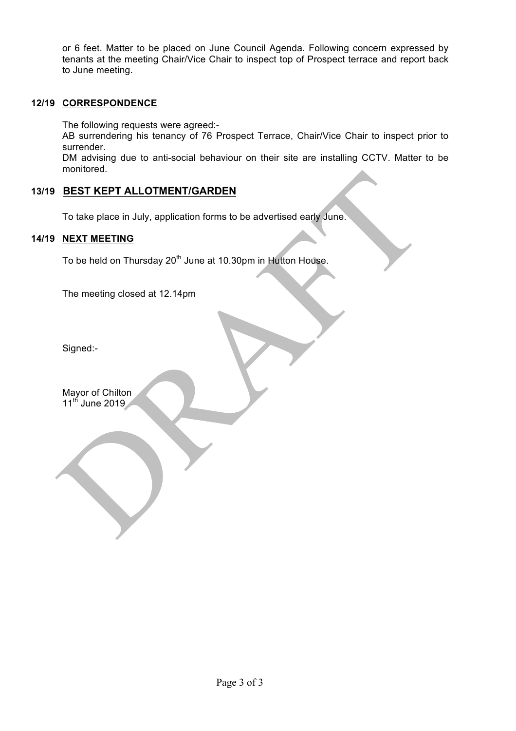or 6 feet. Matter to be placed on June Council Agenda. Following concern expressed by tenants at the meeting Chair/Vice Chair to inspect top of Prospect terrace and report back to June meeting.

**12/19 <u>CORRESPONDENCE</u>**

The following requests were agreed:-
AB surrendering his tenancy of 76 Prospect Terrace, Chair/Vice Chair to inspect prior to surrender.
DM advising due to anti-social behaviour on their site are installing CCTV. Matter to be monitored.

**13/19 <u>BEST KEPT ALLOTMENT/GARDEN</u>**

To take place in July, application forms to be advertised early June.

**14/19 <u>NEXT MEETING</u>**

To be held on Thursday 20th June at 10.30pm in Hutton House.

The meeting closed at 12.14pm

Signed:-

Mayor of Chilton
11th June 2019

DRAFT